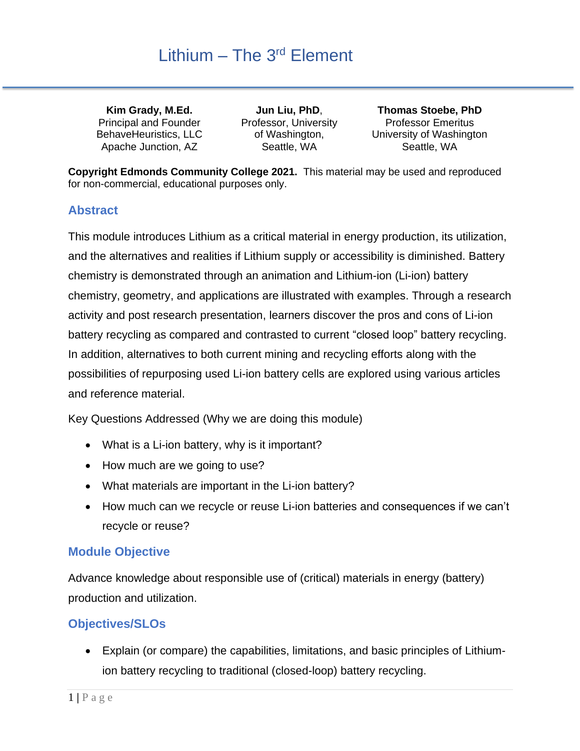# Lithium – The 3rd Element

| **Kim Grady, M.Ed.** | **Jun Liu, PhD**, | **Thomas Stoebe, PhD** |
|---|---|---|
| Principal and Founder | Professor, University | Professor Emeritus |
| BehaveHeuristics, LLC | of Washington, | University of Washington |
| Apache Junction, AZ | Seattle, WA | Seattle, WA |

**Copyright Edmonds Community College 2021.** This material may be used and reproduced for non-commercial, educational purposes only.

## Abstract

This module introduces Lithium as a critical material in energy production, its utilization, and the alternatives and realities if Lithium supply or accessibility is diminished. Battery chemistry is demonstrated through an animation and Lithium-ion (Li-ion) battery chemistry, geometry, and applications are illustrated with examples. Through a research activity and post research presentation, learners discover the pros and cons of Li-ion battery recycling as compared and contrasted to current "closed loop" battery recycling. In addition, alternatives to both current mining and recycling efforts along with the possibilities of repurposing used Li-ion battery cells are explored using various articles and reference material.

Key Questions Addressed (Why we are doing this module)

- What is a Li-ion battery, why is it important?
- How much are we going to use?
- What materials are important in the Li-ion battery?
- How much can we recycle or reuse Li-ion batteries and consequences if we can't recycle or reuse?

## Module Objective

Advance knowledge about responsible use of (critical) materials in energy (battery) production and utilization.

## Objectives/SLOs

- Explain (or compare) the capabilities, limitations, and basic principles of Lithium-ion battery recycling to traditional (closed-loop) battery recycling.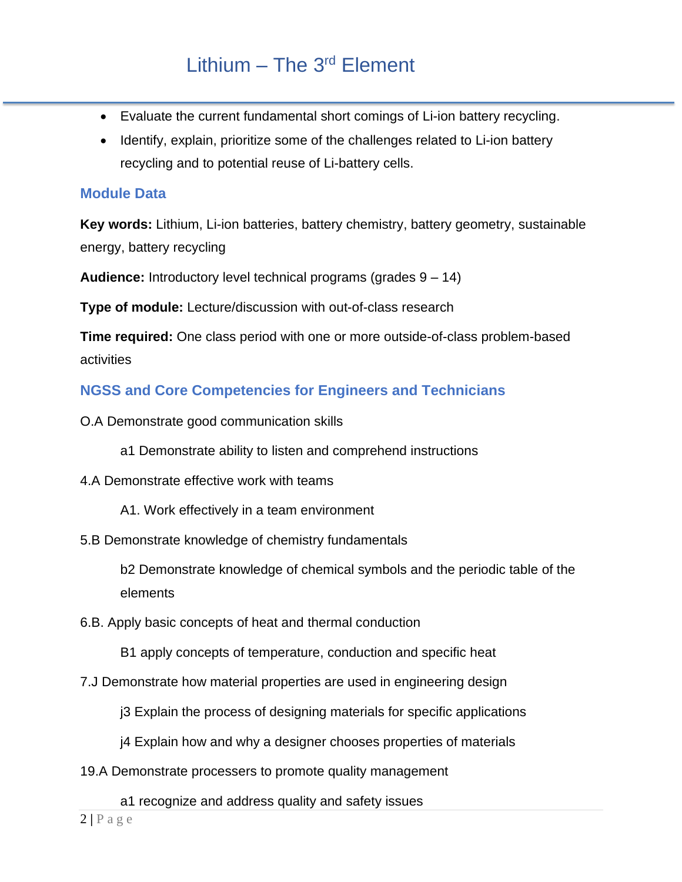- Evaluate the current fundamental short comings of Li-ion battery recycling.
- Identify, explain, prioritize some of the challenges related to Li-ion battery recycling and to potential reuse of Li-battery cells.

## Module Data

**Key words:** Lithium, Li-ion batteries, battery chemistry, battery geometry, sustainable energy, battery recycling

**Audience:** Introductory level technical programs (grades 9 – 14)

**Type of module:** Lecture/discussion with out-of-class research

**Time required:** One class period with one or more outside-of-class problem-based activities

## NGSS and Core Competencies for Engineers and Technicians

O.A Demonstrate good communication skills

> a1 Demonstrate ability to listen and comprehend instructions

4.A Demonstrate effective work with teams

> A1. Work effectively in a team environment

5.B Demonstrate knowledge of chemistry fundamentals

> b2 Demonstrate knowledge of chemical symbols and the periodic table of the elements

6.B. Apply basic concepts of heat and thermal conduction

> B1 apply concepts of temperature, conduction and specific heat

7.J Demonstrate how material properties are used in engineering design

> j3 Explain the process of designing materials for specific applications
>
> j4 Explain how and why a designer chooses properties of materials

19.A Demonstrate processers to promote quality management

> a1 recognize and address quality and safety issues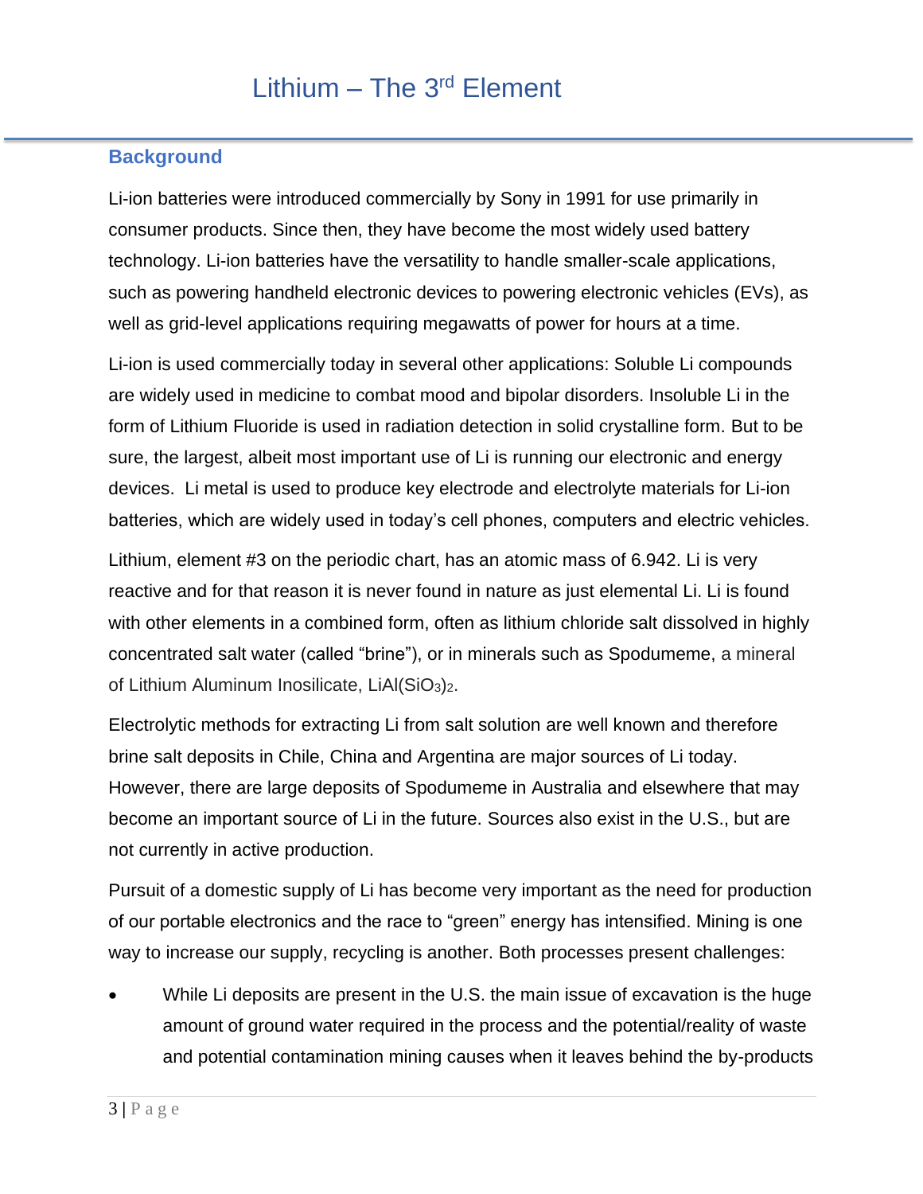# Lithium – The 3rd Element

## Background

Li-ion batteries were introduced commercially by Sony in 1991 for use primarily in consumer products. Since then, they have become the most widely used battery technology. Li-ion batteries have the versatility to handle smaller-scale applications, such as powering handheld electronic devices to powering electronic vehicles (EVs), as well as grid-level applications requiring megawatts of power for hours at a time.

Li-ion is used commercially today in several other applications: Soluble Li compounds are widely used in medicine to combat mood and bipolar disorders. Insoluble Li in the form of Lithium Fluoride is used in radiation detection in solid crystalline form. But to be sure, the largest, albeit most important use of Li is running our electronic and energy devices. Li metal is used to produce key electrode and electrolyte materials for Li-ion batteries, which are widely used in today's cell phones, computers and electric vehicles.

Lithium, element #3 on the periodic chart, has an atomic mass of 6.942. Li is very reactive and for that reason it is never found in nature as just elemental Li. Li is found with other elements in a combined form, often as lithium chloride salt dissolved in highly concentrated salt water (called "brine"), or in minerals such as Spodumeme, a mineral of Lithium Aluminum Inosilicate, $LiAl(SiO_3)_2$.

Electrolytic methods for extracting Li from salt solution are well known and therefore brine salt deposits in Chile, China and Argentina are major sources of Li today. However, there are large deposits of Spodumeme in Australia and elsewhere that may become an important source of Li in the future. Sources also exist in the U.S., but are not currently in active production.

Pursuit of a domestic supply of Li has become very important as the need for production of our portable electronics and the race to "green" energy has intensified. Mining is one way to increase our supply, recycling is another. Both processes present challenges:

- While Li deposits are present in the U.S. the main issue of excavation is the huge amount of ground water required in the process and the potential/reality of waste and potential contamination mining causes when it leaves behind the by-products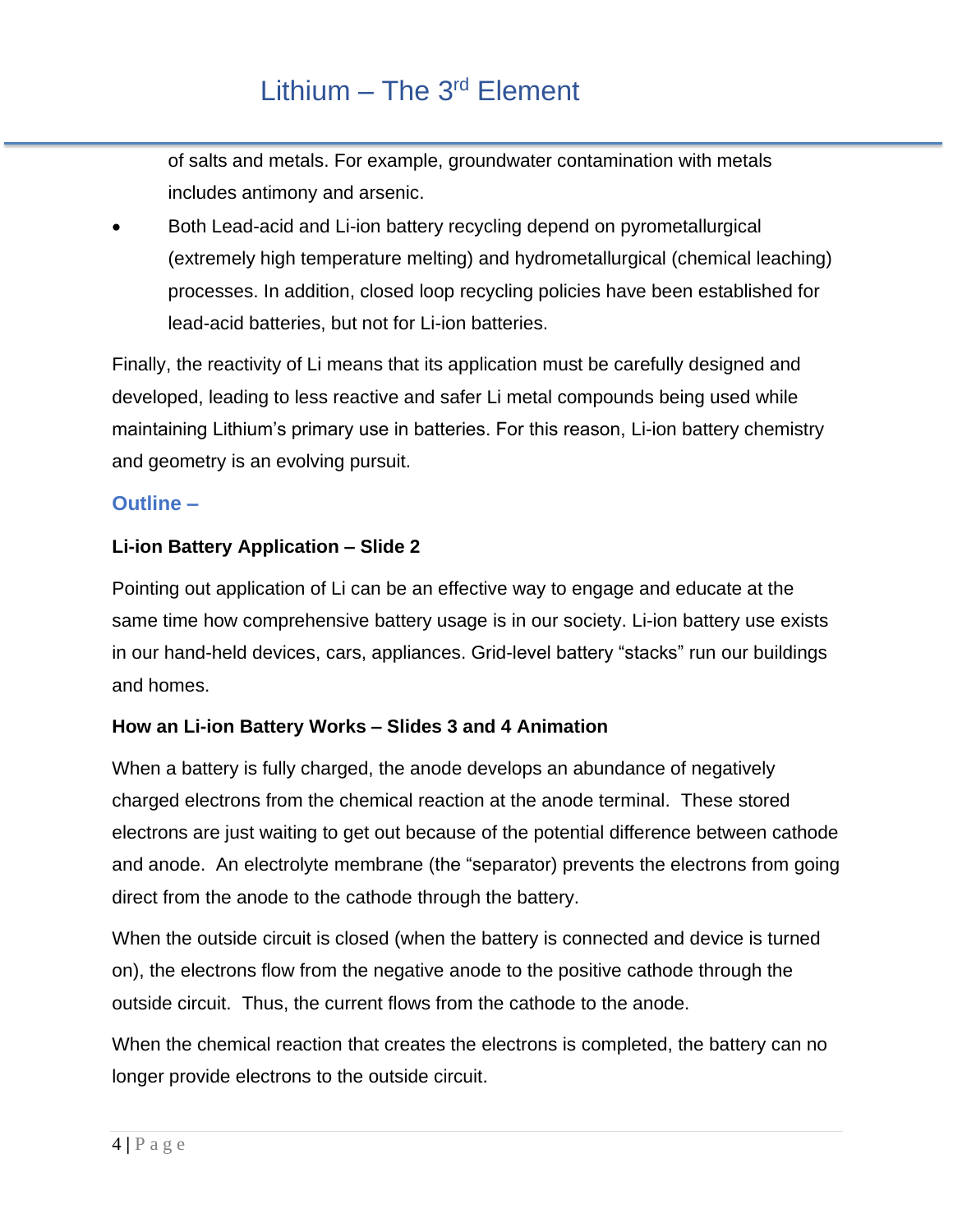of salts and metals. For example, groundwater contamination with metals includes antimony and arsenic.

- Both Lead-acid and Li-ion battery recycling depend on pyrometallurgical (extremely high temperature melting) and hydrometallurgical (chemical leaching) processes. In addition, closed loop recycling policies have been established for lead-acid batteries, but not for Li-ion batteries.

Finally, the reactivity of Li means that its application must be carefully designed and developed, leading to less reactive and safer Li metal compounds being used while maintaining Lithium's primary use in batteries. For this reason, Li-ion battery chemistry and geometry is an evolving pursuit.

## Outline –

**Li-ion Battery Application – Slide 2**

Pointing out application of Li can be an effective way to engage and educate at the same time how comprehensive battery usage is in our society. Li-ion battery use exists in our hand-held devices, cars, appliances. Grid-level battery "stacks" run our buildings and homes.

**How an Li-ion Battery Works – Slides 3 and 4 Animation**

When a battery is fully charged, the anode develops an abundance of negatively charged electrons from the chemical reaction at the anode terminal. These stored electrons are just waiting to get out because of the potential difference between cathode and anode. An electrolyte membrane (the "separator) prevents the electrons from going direct from the anode to the cathode through the battery.

When the outside circuit is closed (when the battery is connected and device is turned on), the electrons flow from the negative anode to the positive cathode through the outside circuit. Thus, the current flows from the cathode to the anode.

When the chemical reaction that creates the electrons is completed, the battery can no longer provide electrons to the outside circuit.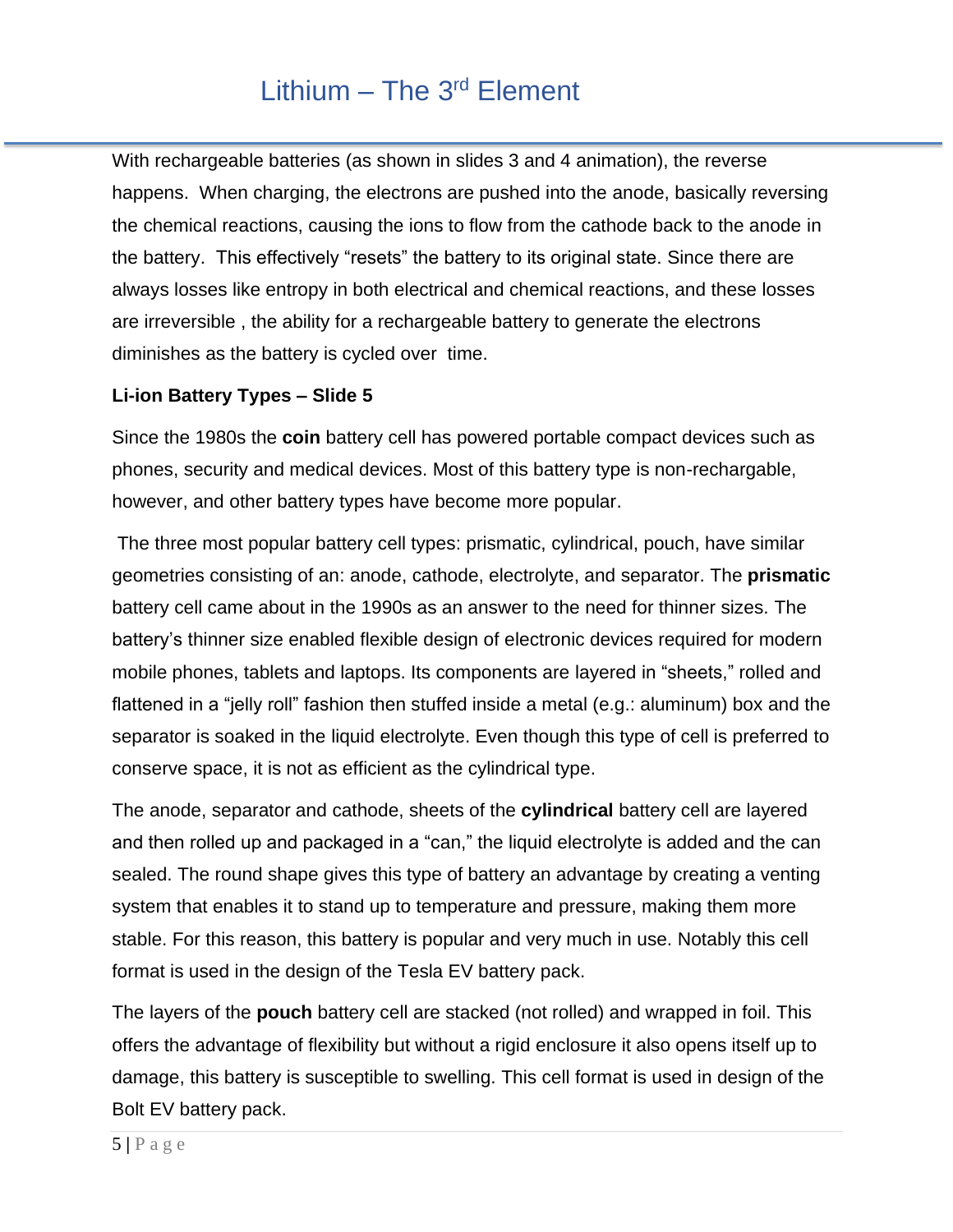With rechargeable batteries (as shown in slides 3 and 4 animation), the reverse happens. When charging, the electrons are pushed into the anode, basically reversing the chemical reactions, causing the ions to flow from the cathode back to the anode in the battery. This effectively "resets" the battery to its original state. Since there are always losses like entropy in both electrical and chemical reactions, and these losses are irreversible , the ability for a rechargeable battery to generate the electrons diminishes as the battery is cycled over time.

**Li-ion Battery Types – Slide 5**

Since the 1980s the **coin** battery cell has powered portable compact devices such as phones, security and medical devices. Most of this battery type is non-rechargable, however, and other battery types have become more popular.

The three most popular battery cell types: prismatic, cylindrical, pouch, have similar geometries consisting of an: anode, cathode, electrolyte, and separator. The **prismatic** battery cell came about in the 1990s as an answer to the need for thinner sizes. The battery's thinner size enabled flexible design of electronic devices required for modern mobile phones, tablets and laptops. Its components are layered in "sheets," rolled and flattened in a "jelly roll" fashion then stuffed inside a metal (e.g.: aluminum) box and the separator is soaked in the liquid electrolyte. Even though this type of cell is preferred to conserve space, it is not as efficient as the cylindrical type.

The anode, separator and cathode, sheets of the **cylindrical** battery cell are layered and then rolled up and packaged in a "can," the liquid electrolyte is added and the can sealed. The round shape gives this type of battery an advantage by creating a venting system that enables it to stand up to temperature and pressure, making them more stable. For this reason, this battery is popular and very much in use. Notably this cell format is used in the design of the Tesla EV battery pack.

The layers of the **pouch** battery cell are stacked (not rolled) and wrapped in foil. This offers the advantage of flexibility but without a rigid enclosure it also opens itself up to damage, this battery is susceptible to swelling. This cell format is used in design of the Bolt EV battery pack.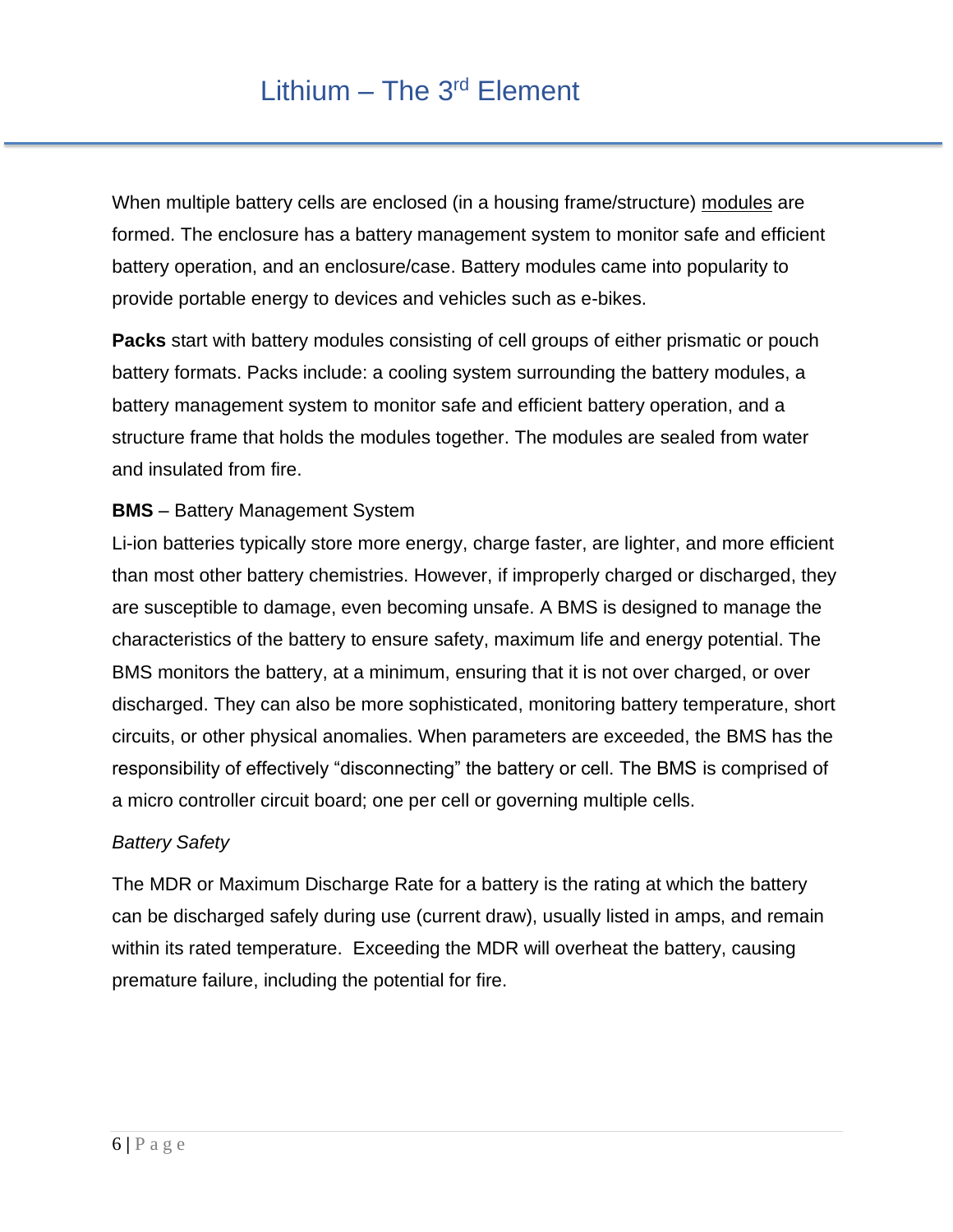When multiple battery cells are enclosed (in a housing frame/structure) <u>modules</u> are formed. The enclosure has a battery management system to monitor safe and efficient battery operation, and an enclosure/case. Battery modules came into popularity to provide portable energy to devices and vehicles such as e-bikes.

**Packs** start with battery modules consisting of cell groups of either prismatic or pouch battery formats. Packs include: a cooling system surrounding the battery modules, a battery management system to monitor safe and efficient battery operation, and a structure frame that holds the modules together. The modules are sealed from water and insulated from fire.

**BMS** – Battery Management System

Li-ion batteries typically store more energy, charge faster, are lighter, and more efficient than most other battery chemistries. However, if improperly charged or discharged, they are susceptible to damage, even becoming unsafe. A BMS is designed to manage the characteristics of the battery to ensure safety, maximum life and energy potential. The BMS monitors the battery, at a minimum, ensuring that it is not over charged, or over discharged. They can also be more sophisticated, monitoring battery temperature, short circuits, or other physical anomalies. When parameters are exceeded, the BMS has the responsibility of effectively "disconnecting" the battery or cell. The BMS is comprised of a micro controller circuit board; one per cell or governing multiple cells.

*Battery Safety*

The MDR or Maximum Discharge Rate for a battery is the rating at which the battery can be discharged safely during use (current draw), usually listed in amps, and remain within its rated temperature. Exceeding the MDR will overheat the battery, causing premature failure, including the potential for fire.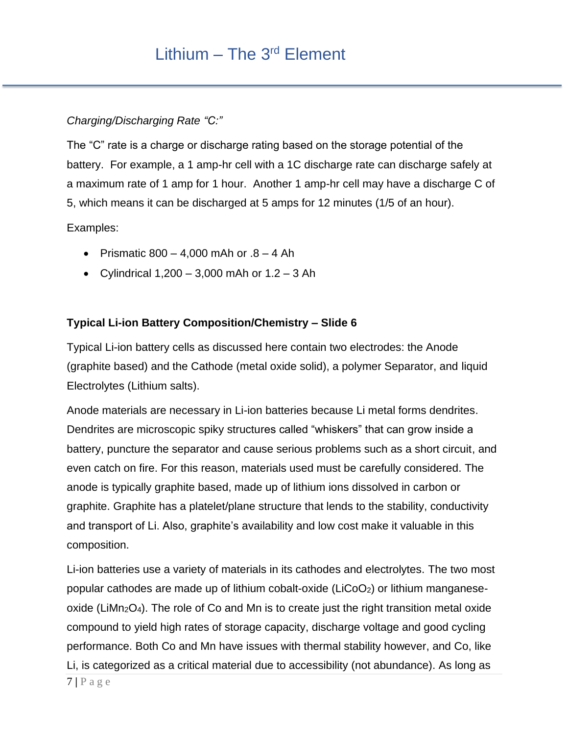*Charging/Discharging Rate "C:"*

The "C" rate is a charge or discharge rating based on the storage potential of the battery. For example, a 1 amp-hr cell with a 1C discharge rate can discharge safely at a maximum rate of 1 amp for 1 hour. Another 1 amp-hr cell may have a discharge C of 5, which means it can be discharged at 5 amps for 12 minutes (1/5 of an hour).

Examples:

- Prismatic 800 – 4,000 mAh or .8 – 4 Ah
- Cylindrical 1,200 – 3,000 mAh or 1.2 – 3 Ah

**Typical Li-ion Battery Composition/Chemistry – Slide 6**

Typical Li-ion battery cells as discussed here contain two electrodes: the Anode (graphite based) and the Cathode (metal oxide solid), a polymer Separator, and liquid Electrolytes (Lithium salts).

Anode materials are necessary in Li-ion batteries because Li metal forms dendrites. Dendrites are microscopic spiky structures called "whiskers" that can grow inside a battery, puncture the separator and cause serious problems such as a short circuit, and even catch on fire. For this reason, materials used must be carefully considered. The anode is typically graphite based, made up of lithium ions dissolved in carbon or graphite. Graphite has a platelet/plane structure that lends to the stability, conductivity and transport of Li. Also, graphite's availability and low cost make it valuable in this composition.

Li-ion batteries use a variety of materials in its cathodes and electrolytes. The two most popular cathodes are made up of lithium cobalt-oxide ($LiCoO_2$) or lithium manganese-oxide ($LiMn_2O_4$). The role of Co and Mn is to create just the right transition metal oxide compound to yield high rates of storage capacity, discharge voltage and good cycling performance. Both Co and Mn have issues with thermal stability however, and Co, like Li, is categorized as a critical material due to accessibility (not abundance). As long as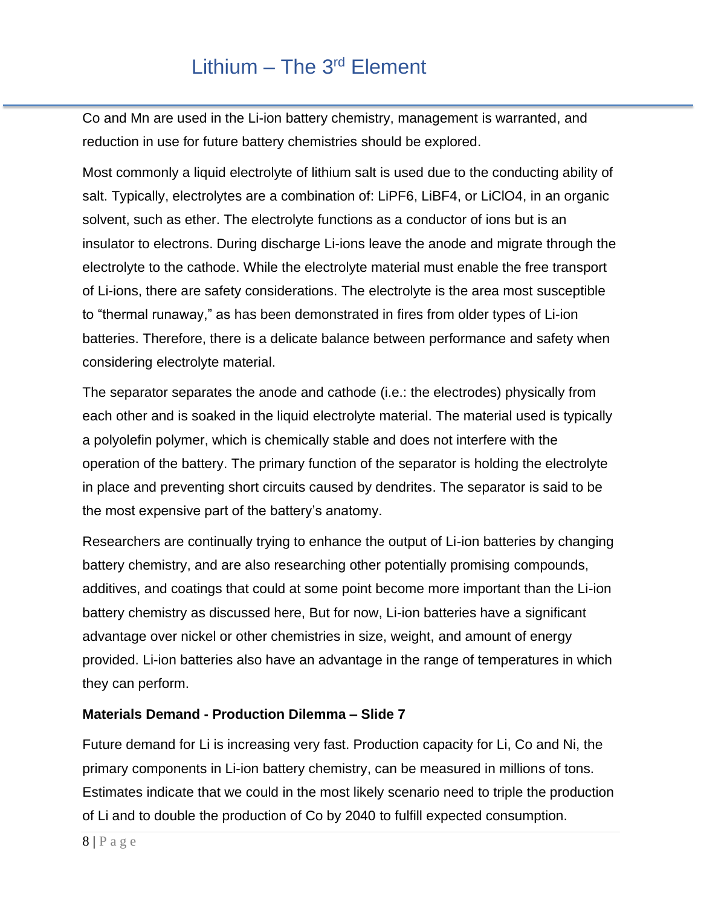Co and Mn are used in the Li-ion battery chemistry, management is warranted, and reduction in use for future battery chemistries should be explored.

Most commonly a liquid electrolyte of lithium salt is used due to the conducting ability of salt. Typically, electrolytes are a combination of: $LiPF_6$, $LiBF_4$, or $LiClO_4$, in an organic solvent, such as ether. The electrolyte functions as a conductor of ions but is an insulator to electrons. During discharge Li-ions leave the anode and migrate through the electrolyte to the cathode. While the electrolyte material must enable the free transport of Li-ions, there are safety considerations. The electrolyte is the area most susceptible to "thermal runaway," as has been demonstrated in fires from older types of Li-ion batteries. Therefore, there is a delicate balance between performance and safety when considering electrolyte material.

The separator separates the anode and cathode (i.e.: the electrodes) physically from each other and is soaked in the liquid electrolyte material. The material used is typically a polyolefin polymer, which is chemically stable and does not interfere with the operation of the battery. The primary function of the separator is holding the electrolyte in place and preventing short circuits caused by dendrites. The separator is said to be the most expensive part of the battery's anatomy.

Researchers are continually trying to enhance the output of Li-ion batteries by changing battery chemistry, and are also researching other potentially promising compounds, additives, and coatings that could at some point become more important than the Li-ion battery chemistry as discussed here, But for now, Li-ion batteries have a significant advantage over nickel or other chemistries in size, weight, and amount of energy provided. Li-ion batteries also have an advantage in the range of temperatures in which they can perform.

**Materials Demand - Production Dilemma – Slide 7**

Future demand for Li is increasing very fast. Production capacity for Li, Co and Ni, the primary components in Li-ion battery chemistry, can be measured in millions of tons. Estimates indicate that we could in the most likely scenario need to triple the production of Li and to double the production of Co by 2040 to fulfill expected consumption.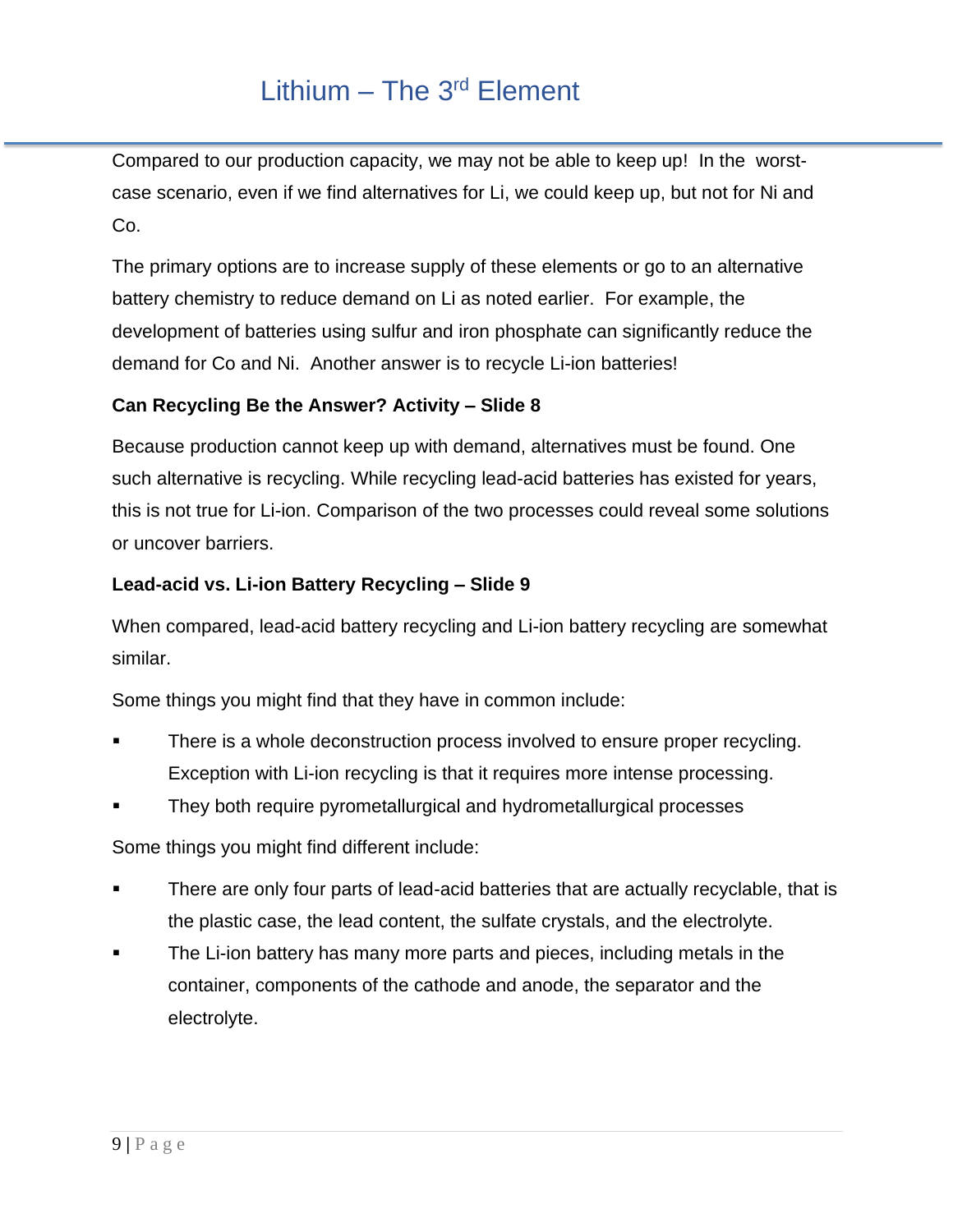Compared to our production capacity, we may not be able to keep up! In the worst-case scenario, even if we find alternatives for Li, we could keep up, but not for Ni and Co.

The primary options are to increase supply of these elements or go to an alternative battery chemistry to reduce demand on Li as noted earlier. For example, the development of batteries using sulfur and iron phosphate can significantly reduce the demand for Co and Ni. Another answer is to recycle Li-ion batteries!

**Can Recycling Be the Answer? Activity – Slide 8**

Because production cannot keep up with demand, alternatives must be found. One such alternative is recycling. While recycling lead-acid batteries has existed for years, this is not true for Li-ion. Comparison of the two processes could reveal some solutions or uncover barriers.

**Lead-acid vs. Li-ion Battery Recycling – Slide 9**

When compared, lead-acid battery recycling and Li-ion battery recycling are somewhat similar.

Some things you might find that they have in common include:

- There is a whole deconstruction process involved to ensure proper recycling. Exception with Li-ion recycling is that it requires more intense processing.
- They both require pyrometallurgical and hydrometallurgical processes

Some things you might find different include:

- There are only four parts of lead-acid batteries that are actually recyclable, that is the plastic case, the lead content, the sulfate crystals, and the electrolyte.
- The Li-ion battery has many more parts and pieces, including metals in the container, components of the cathode and anode, the separator and the electrolyte.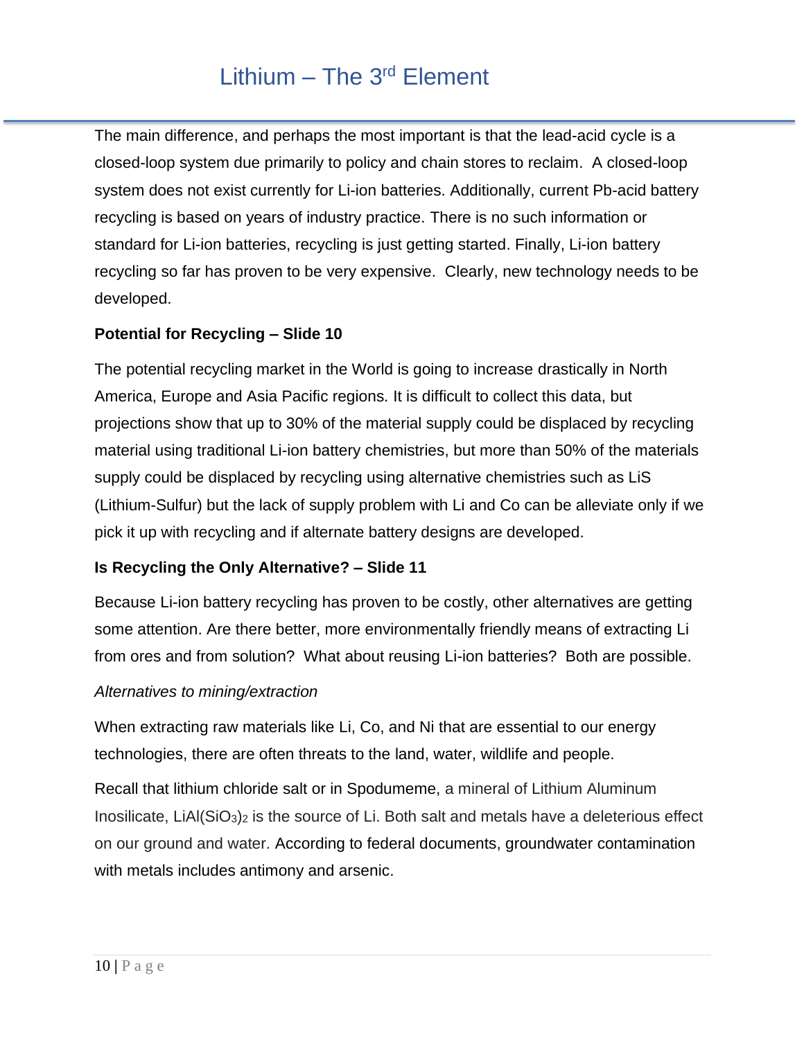The main difference, and perhaps the most important is that the lead-acid cycle is a closed-loop system due primarily to policy and chain stores to reclaim. A closed-loop system does not exist currently for Li-ion batteries. Additionally, current Pb-acid battery recycling is based on years of industry practice. There is no such information or standard for Li-ion batteries, recycling is just getting started. Finally, Li-ion battery recycling so far has proven to be very expensive. Clearly, new technology needs to be developed.

**Potential for Recycling – Slide 10**

The potential recycling market in the World is going to increase drastically in North America, Europe and Asia Pacific regions. It is difficult to collect this data, but projections show that up to 30% of the material supply could be displaced by recycling material using traditional Li-ion battery chemistries, but more than 50% of the materials supply could be displaced by recycling using alternative chemistries such as LiS (Lithium-Sulfur) but the lack of supply problem with Li and Co can be alleviate only if we pick it up with recycling and if alternate battery designs are developed.

**Is Recycling the Only Alternative? – Slide 11**

Because Li-ion battery recycling has proven to be costly, other alternatives are getting some attention. Are there better, more environmentally friendly means of extracting Li from ores and from solution? What about reusing Li-ion batteries? Both are possible.

*Alternatives to mining/extraction*

When extracting raw materials like Li, Co, and Ni that are essential to our energy technologies, there are often threats to the land, water, wildlife and people.

Recall that lithium chloride salt or in Spodumeme, a mineral of Lithium Aluminum Inosilicate, $LiAl(SiO_3)_2$ is the source of Li. Both salt and metals have a deleterious effect on our ground and water. According to federal documents, groundwater contamination with metals includes antimony and arsenic.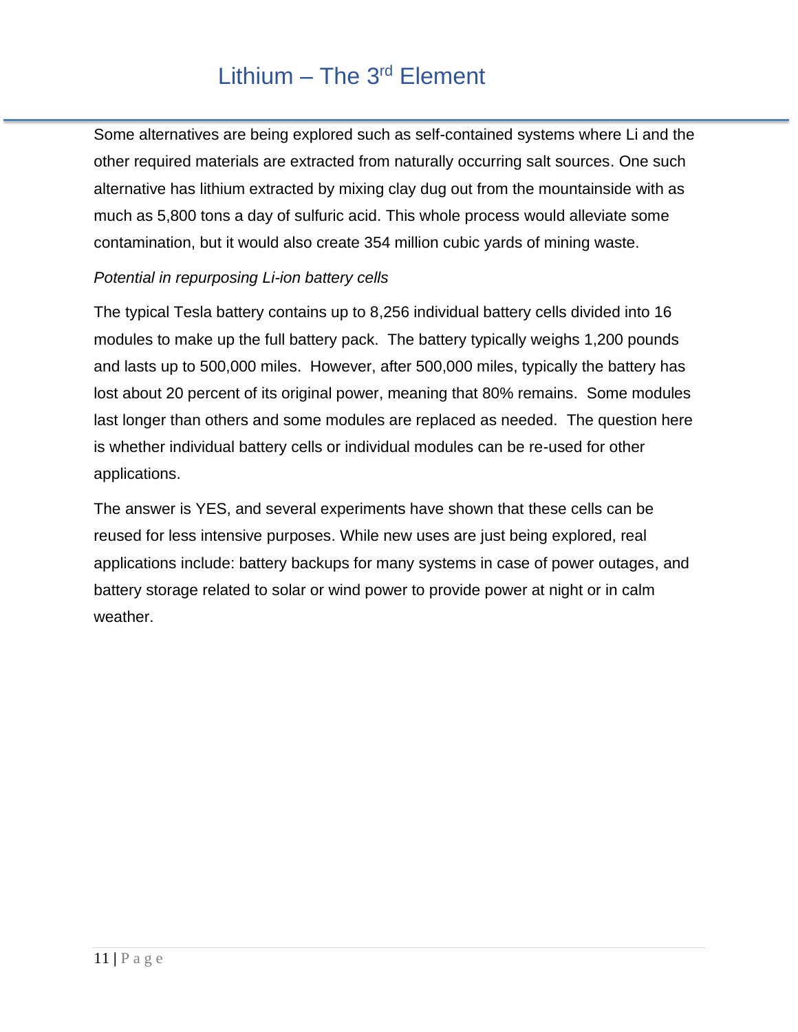Some alternatives are being explored such as self-contained systems where Li and the other required materials are extracted from naturally occurring salt sources. One such alternative has lithium extracted by mixing clay dug out from the mountainside with as much as 5,800 tons a day of sulfuric acid. This whole process would alleviate some contamination, but it would also create 354 million cubic yards of mining waste.

*Potential in repurposing Li-ion battery cells*

The typical Tesla battery contains up to 8,256 individual battery cells divided into 16 modules to make up the full battery pack. The battery typically weighs 1,200 pounds and lasts up to 500,000 miles. However, after 500,000 miles, typically the battery has lost about 20 percent of its original power, meaning that 80% remains. Some modules last longer than others and some modules are replaced as needed. The question here is whether individual battery cells or individual modules can be re-used for other applications.

The answer is YES, and several experiments have shown that these cells can be reused for less intensive purposes. While new uses are just being explored, real applications include: battery backups for many systems in case of power outages, and battery storage related to solar or wind power to provide power at night or in calm weather.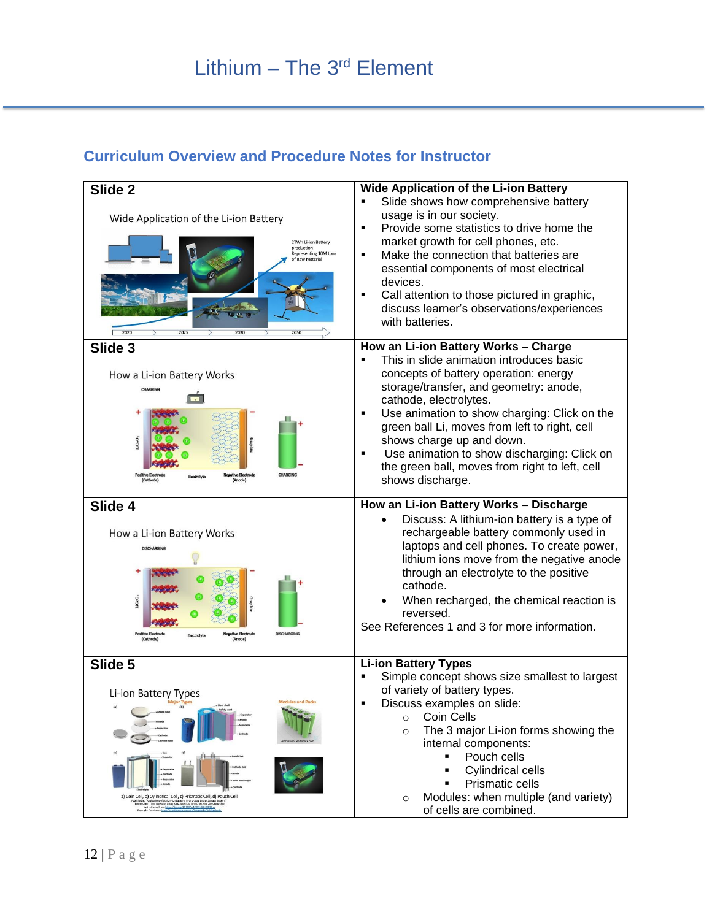## Curriculum Overview and Procedure Notes for Instructor

| Slide | Notes |
|---|---|
| **Slide 2**<br><br>Wide Application of the Li-ion Battery | **Wide Application of the Li-ion Battery**<br>▪ Slide shows how comprehensive battery usage is in our society.<br>▪ Provide some statistics to drive home the market growth for cell phones, etc.<br>▪ Make the connection that batteries are essential components of most electrical devices.<br>▪ Call attention to those pictured in graphic, discuss learner's observations/experiences with batteries. |
| **Slide 3**<br><br>How a Li-ion Battery Works | **How an Li-ion Battery Works – Charge**<br>▪ This in slide animation introduces basic concepts of battery operation: energy storage/transfer, and geometry: anode, cathode, electrolytes.<br>▪ Use animation to show charging: Click on the green ball Li, moves from left to right, cell shows charge up and down.<br>▪ Use animation to show discharging: Click on the green ball, moves from right to left, cell shows discharge. |
| **Slide 4**<br><br>How a Li-ion Battery Works | **How an Li-ion Battery Works – Discharge**<br>• Discuss: A lithium-ion battery is a type of rechargeable battery commonly used in laptops and cell phones. To create power, lithium ions move from the negative anode through an electrolyte to the positive cathode.<br>• When recharged, the chemical reaction is reversed.<br>See References 1 and 3 for more information. |
| **Slide 5**<br><br>Li-ion Battery Types | **Li-ion Battery Types**<br>▪ Simple concept shows size smallest to largest of variety of battery types.<br>▪ Discuss examples on slide:<br>  ○ Coin Cells<br>  ○ The 3 major Li-ion forms showing the internal components:<br>    ▪ Pouch cells<br>    ▪ Cylindrical cells<br>    ▪ Prismatic cells<br>  ○ Modules: when multiple (and variety) of cells are combined. |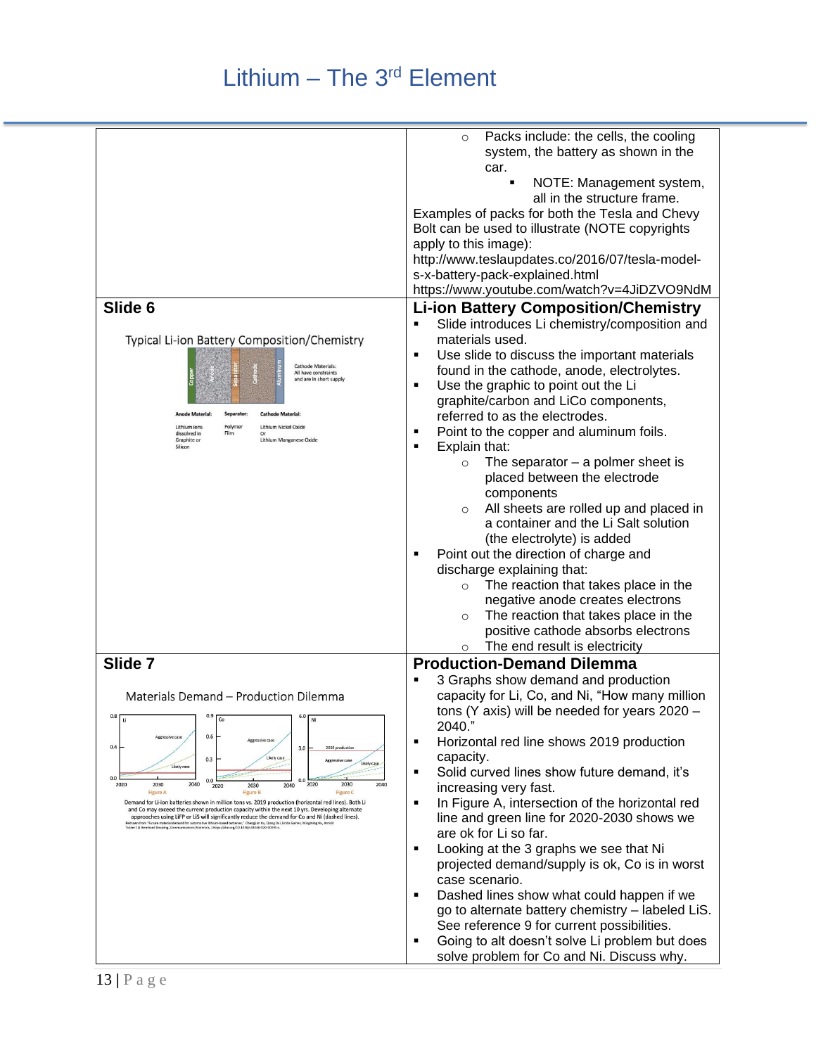| | |
|---|---|
| | ○ Packs include: the cells, the cooling system, the battery as shown in the car.<br>▪ NOTE: Management system, all in the structure frame.<br>Examples of packs for both the Tesla and Chevy Bolt can be used to illustrate (NOTE copyrights apply to this image):<br>http://www.teslaupdates.co/2016/07/tesla-model-s-x-battery-pack-explained.html<br>https://www.youtube.com/watch?v=4JiDZVO9NdM |
| **Slide 6**<br>Typical Li-ion Battery Composition/Chemistry<br>Copper / Anode / Separator / Cathode / Aluminum<br>Cathode Materials: All have constraints and are in short supply<br>Anode Material: Lithium ions dissolved in Graphite or Silicon<br>Separator: Polymer Film<br>Cathode Material: Lithium Nickel Oxide Or Lithium Manganese Oxide | **Li-ion Battery Composition/Chemistry**<br>▪ Slide introduces Li chemistry/composition and materials used.<br>▪ Use slide to discuss the important materials found in the cathode, anode, electrolytes.<br>▪ Use the graphic to point out the Li graphite/carbon and LiCo components, referred to as the electrodes.<br>▪ Point to the copper and aluminum foils.<br>▪ Explain that:<br>○ The separator – a polmer sheet is placed between the electrode components<br>○ All sheets are rolled up and placed in a container and the Li Salt solution (the electrolyte) is added<br>▪ Point out the direction of charge and discharge explaining that:<br>○ The reaction that takes place in the negative anode creates electrons<br>○ The reaction that takes place in the positive cathode absorbs electrons<br>○ The end result is electricity |
| **Slide 7**<br>Materials Demand – Production Dilemma<br>Figure A (Li), Figure B (Co), Figure C (Ni)<br>Demand for Li-ion batteries shown in million tons vs. 2019 production (horizontal red lines). Both Li and Co may exceed the current production capacity within the next 10 yrs. Developing alternate approaches using LiFP or LiS will significantly reduce the demand for Co and Ni (dashed lines). | **Production-Demand Dilemma**<br>▪ 3 Graphs show demand and production capacity for Li, Co, and Ni, "How many million tons (Y axis) will be needed for years 2020 – 2040."<br>▪ Horizontal red line shows 2019 production capacity.<br>▪ Solid curved lines show future demand, it's increasing very fast.<br>▪ In Figure A, intersection of the horizontal red line and green line for 2020-2030 shows we are ok for Li so far.<br>▪ Looking at the 3 graphs we see that Ni projected demand/supply is ok, Co is in worst case scenario.<br>▪ Dashed lines show what could happen if we go to alternate battery chemistry – labeled LiS. See reference 9 for current possibilities.<br>▪ Going to alt doesn't solve Li problem but does solve problem for Co and Ni. Discuss why. |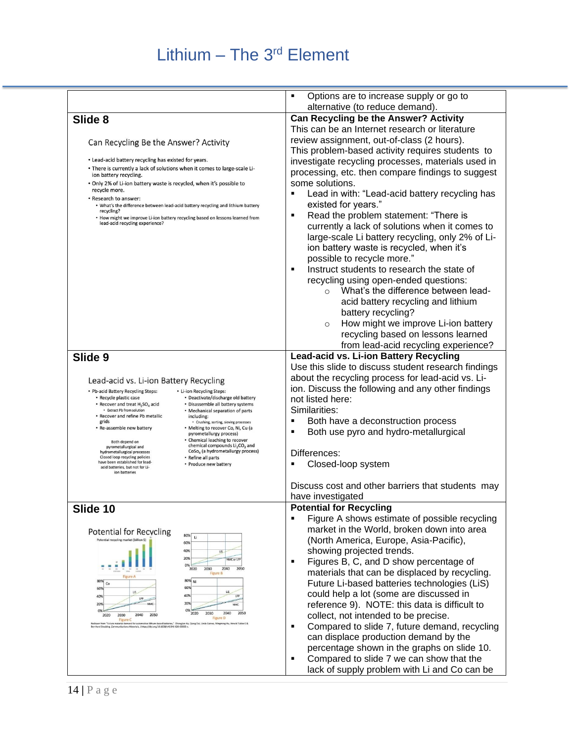| | |
|---|---|
| | ▪ Options are to increase supply or go to alternative (to reduce demand). |
| **Slide 8**<br><br>Can Recycling Be the Answer? Activity<br>• Lead-acid battery recycling has existed for years.<br>• There is currently a lack of solutions when it comes to large-scale Li-ion battery recycling.<br>• Only 2% of Li-ion battery waste is recycled, when it's possible to recycle more.<br>• Research to answer:<br>  • What's the difference between lead-acid battery recycling and lithium battery recycling?<br>  • How might we improve Li-ion battery recycling based on lessons learned from lead-acid recycling experience? | **Can Recycling be the Answer? Activity**<br>This can be an Internet research or literature review assignment, out-of-class (2 hours).<br>This problem-based activity requires students to investigate recycling processes, materials used in processing, etc. then compare findings to suggest some solutions.<br>▪ Lead in with: "Lead-acid battery recycling has existed for years."<br>▪ Read the problem statement: "There is currently a lack of solutions when it comes to large-scale Li battery recycling, only 2% of Li-ion battery waste is recycled, when it's possible to recycle more."<br>▪ Instruct students to research the state of recycling using open-ended questions:<br>  ○ What's the difference between lead-acid battery recycling and lithium battery recycling?<br>  ○ How might we improve Li-ion battery recycling based on lessons learned from lead-acid recycling experience? |
| **Slide 9**<br><br>Lead-acid vs. Li-ion Battery Recycling<br>• Pb-acid Battery Recycling Steps:<br>  • Recycle plastic case<br>  • Recover and treat $H_2SO_4$ acid<br>    • Extract Pb from solution<br>  • Recover and refine Pb metallic grids<br>  • Re-assemble new battery<br><br>Both depend on pyrometallurgical and hydrometallurgical processes<br>Closed loop recycling policies have been established for lead-acid batteries, but not for Li-ion batteries<br><br>• Li-ion Recycling Steps:<br>  • Deactivate/discharge old battery<br>  • Disassemble all battery systems<br>  • Mechanical separation of parts including:<br>    • Crushing, sorting, sieving processes<br>  • Melting to recover Co, Ni, Cu (a pyrometallurgy process)<br>  • Chemical leaching to recover chemical compounds $Li_2CO_3$ and $CoSO_4$ (a hydrometallurgy process)<br>  • Refine all parts<br>  • Produce new battery | **Lead-acid vs. Li-ion Battery Recycling**<br>Use this slide to discuss student research findings about the recycling process for lead-acid vs. Li-ion. Discuss the following and any other findings not listed here:<br>Similarities:<br>▪ Both have a deconstruction process<br>▪ Both use pyro and hydro-metallurgical<br><br>Differences:<br>▪ Closed-loop system<br><br>Discuss cost and other barriers that students may have investigated |
| **Slide 10**<br><br>Potential for Recycling<br>Potential recycling market (billion $)<br>Figure A<br>Figure B (Li)<br>Figure C (Co)<br>Figure D (Ni) | **Potential for Recycling**<br>▪ Figure A shows estimate of possible recycling market in the World, broken down into area (North America, Europe, Asia-Pacific), showing projected trends.<br>▪ Figures B, C, and D show percentage of materials that can be displaced by recycling. Future Li-based batteries technologies (LiS) could help a lot (some are discussed in reference 9). NOTE: this data is difficult to collect, not intended to be precise.<br>▪ Compared to slide 7, future demand, recycling can displace production demand by the percentage shown in the graphs on slide 10.<br>▪ Compared to slide 7 we can show that the lack of supply problem with Li and Co can be |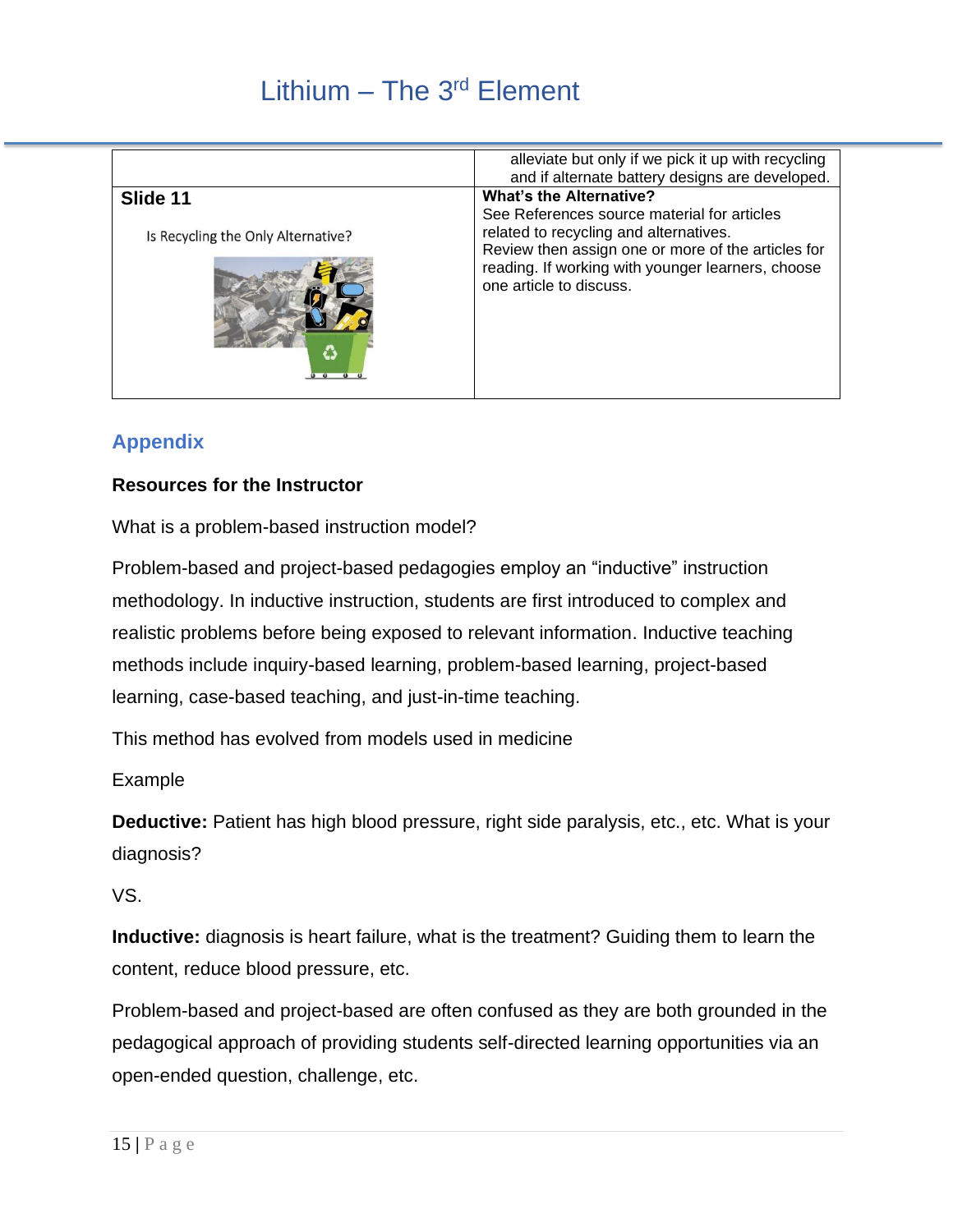| | |
|---|---|
| | alleviate but only if we pick it up with recycling and if alternate battery designs are developed. |
| **Slide 11**<br><br>Is Recycling the Only Alternative? | **What's the Alternative?**<br>See References source material for articles related to recycling and alternatives.<br>Review then assign one or more of the articles for reading. If working with younger learners, choose one article to discuss. |

## Appendix

### Resources for the Instructor

What is a problem-based instruction model?

Problem-based and project-based pedagogies employ an "inductive" instruction methodology. In inductive instruction, students are first introduced to complex and realistic problems before being exposed to relevant information. Inductive teaching methods include inquiry-based learning, problem-based learning, project-based learning, case-based teaching, and just-in-time teaching.

This method has evolved from models used in medicine

Example

**Deductive:** Patient has high blood pressure, right side paralysis, etc., etc. What is your diagnosis?

VS.

**Inductive:** diagnosis is heart failure, what is the treatment? Guiding them to learn the content, reduce blood pressure, etc.

Problem-based and project-based are often confused as they are both grounded in the pedagogical approach of providing students self-directed learning opportunities via an open-ended question, challenge, etc.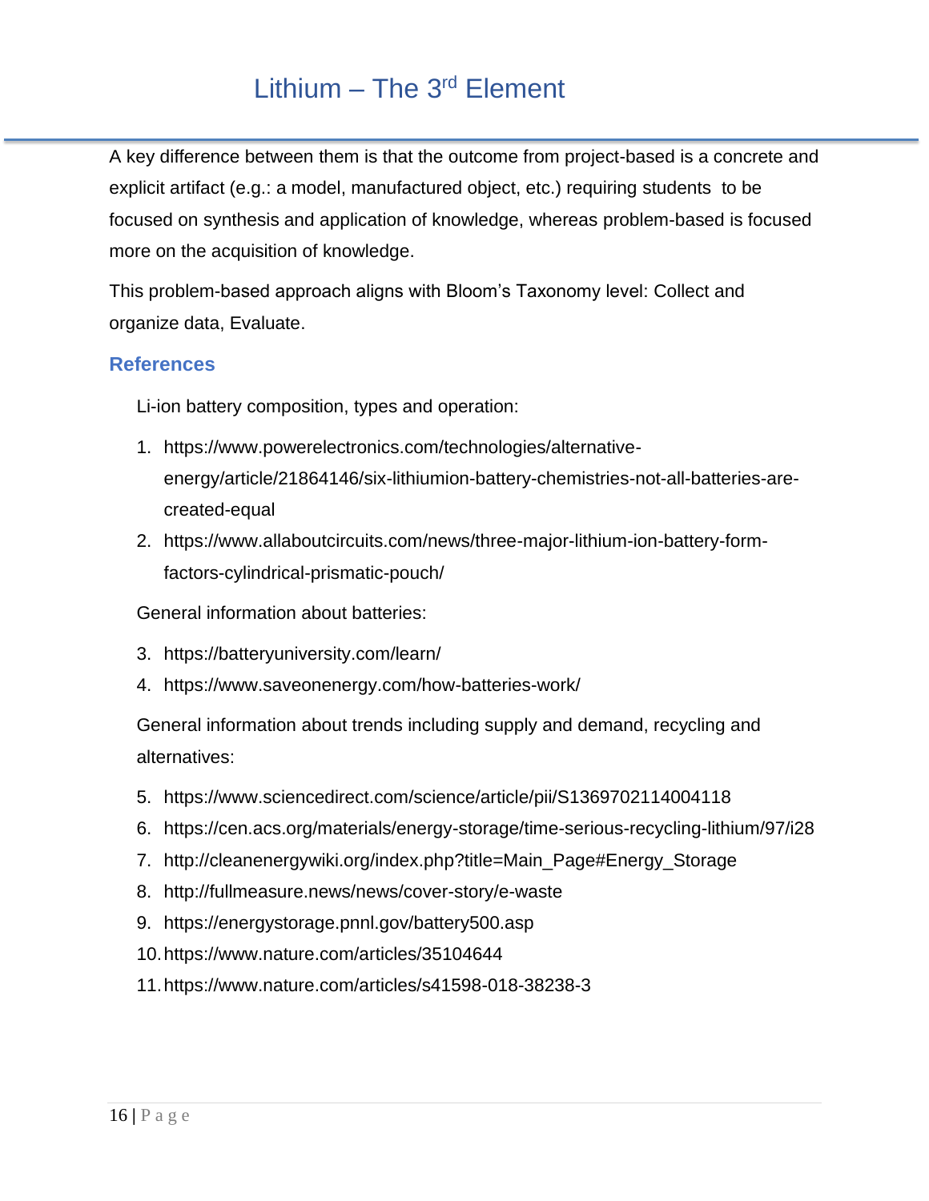A key difference between them is that the outcome from project-based is a concrete and explicit artifact (e.g.: a model, manufactured object, etc.) requiring students to be focused on synthesis and application of knowledge, whereas problem-based is focused more on the acquisition of knowledge.

This problem-based approach aligns with Bloom's Taxonomy level: Collect and organize data, Evaluate.

## References

Li-ion battery composition, types and operation:

1. https://www.powerelectronics.com/technologies/alternative-energy/article/21864146/six-lithiumion-battery-chemistries-not-all-batteries-are-created-equal
2. https://www.allaboutcircuits.com/news/three-major-lithium-ion-battery-form-factors-cylindrical-prismatic-pouch/

General information about batteries:

3. https://batteryuniversity.com/learn/
4. https://www.saveonenergy.com/how-batteries-work/

General information about trends including supply and demand, recycling and alternatives:

5. https://www.sciencedirect.com/science/article/pii/S1369702114004118
6. https://cen.acs.org/materials/energy-storage/time-serious-recycling-lithium/97/i28
7. http://cleanenergywiki.org/index.php?title=Main_Page#Energy_Storage
8. http://fullmeasure.news/news/cover-story/e-waste
9. https://energystorage.pnnl.gov/battery500.asp
10. https://www.nature.com/articles/35104644
11. https://www.nature.com/articles/s41598-018-38238-3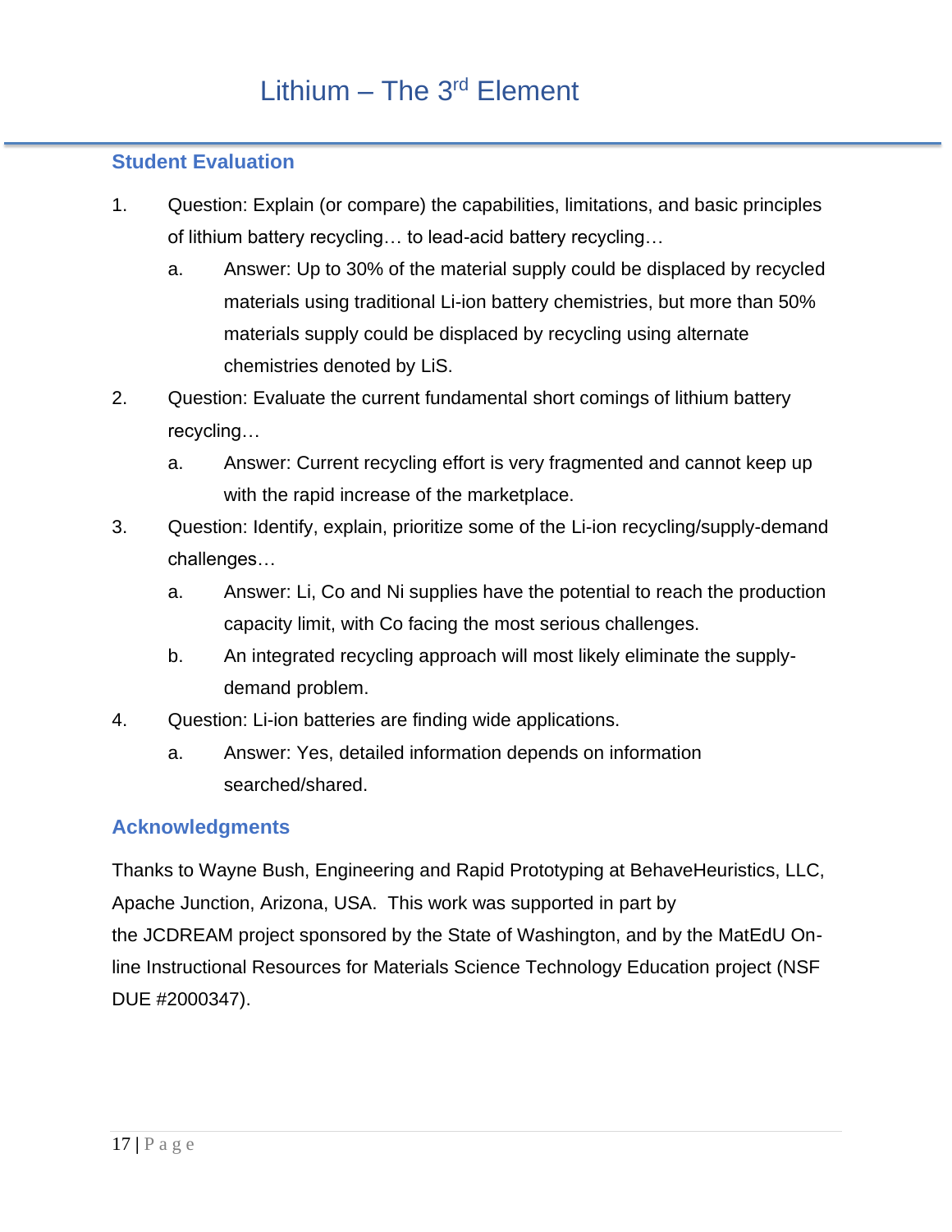# Lithium – The 3rd Element

## Student Evaluation

1. Question: Explain (or compare) the capabilities, limitations, and basic principles of lithium battery recycling… to lead-acid battery recycling…
    a. Answer: Up to 30% of the material supply could be displaced by recycled materials using traditional Li-ion battery chemistries, but more than 50% materials supply could be displaced by recycling using alternate chemistries denoted by LiS.
2. Question: Evaluate the current fundamental short comings of lithium battery recycling…
    a. Answer: Current recycling effort is very fragmented and cannot keep up with the rapid increase of the marketplace.
3. Question: Identify, explain, prioritize some of the Li-ion recycling/supply-demand challenges…
    a. Answer: Li, Co and Ni supplies have the potential to reach the production capacity limit, with Co facing the most serious challenges.
    b. An integrated recycling approach will most likely eliminate the supply-demand problem.
4. Question: Li-ion batteries are finding wide applications.
    a. Answer: Yes, detailed information depends on information searched/shared.

## Acknowledgments

Thanks to Wayne Bush, Engineering and Rapid Prototyping at BehaveHeuristics, LLC, Apache Junction, Arizona, USA. This work was supported in part by the JCDREAM project sponsored by the State of Washington, and by the MatEdU On-line Instructional Resources for Materials Science Technology Education project (NSF DUE #2000347).